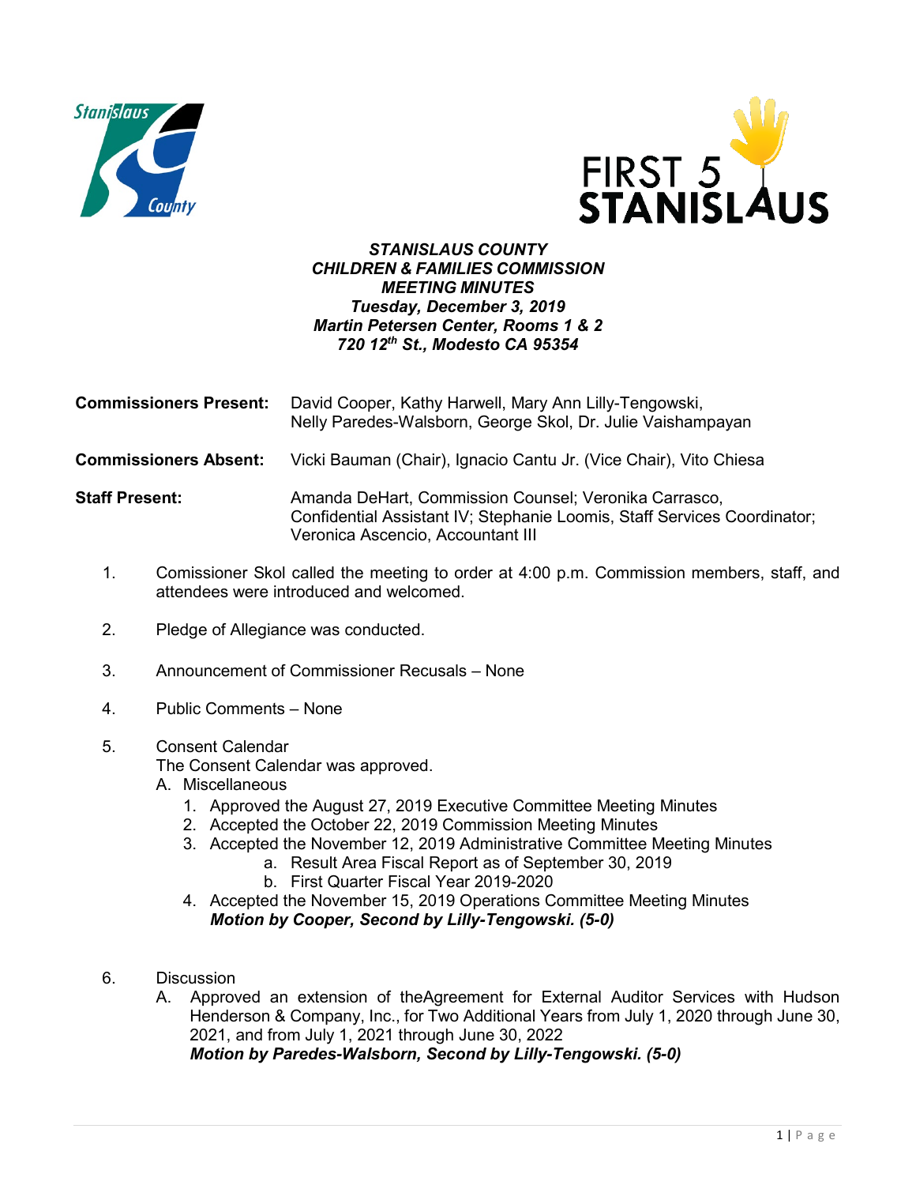***STANISLAUS COUNTY***
***CHILDREN & FAMILIES COMMISSION***
***MEETING MINUTES***
***Tuesday, December 3, 2019***
***Martin Petersen Center, Rooms 1 & 2***
***720 12th St., Modesto CA 95354***

**Commissioners Present:** David Cooper, Kathy Harwell, Mary Ann Lilly-Tengowski, Nelly Paredes-Walsborn, George Skol, Dr. Julie Vaishampayan

**Commissioners Absent:** Vicki Bauman (Chair), Ignacio Cantu Jr. (Vice Chair), Vito Chiesa

**Staff Present:** Amanda DeHart, Commission Counsel; Veronika Carrasco, Confidential Assistant IV; Stephanie Loomis, Staff Services Coordinator; Veronica Ascencio, Accountant III

1. Comissioner Skol called the meeting to order at 4:00 p.m. Commission members, staff, and attendees were introduced and welcomed.

2. Pledge of Allegiance was conducted.

3. Announcement of Commissioner Recusals – None

4. Public Comments – None

5. Consent Calendar
   The Consent Calendar was approved.
   A. Miscellaneous
      1. Approved the August 27, 2019 Executive Committee Meeting Minutes
      2. Accepted the October 22, 2019 Commission Meeting Minutes
      3. Accepted the November 12, 2019 Administrative Committee Meeting Minutes
         a. Result Area Fiscal Report as of September 30, 2019
         b. First Quarter Fiscal Year 2019-2020
      4. Accepted the November 15, 2019 Operations Committee Meeting Minutes
         ***Motion by Cooper, Second by Lilly-Tengowski. (5-0)***

6. Discussion
   A. Approved an extension of theAgreement for External Auditor Services with Hudson Henderson & Company, Inc., for Two Additional Years from July 1, 2020 through June 30, 2021, and from July 1, 2021 through June 30, 2022
      ***Motion by Paredes-Walsborn, Second by Lilly-Tengowski. (5-0)***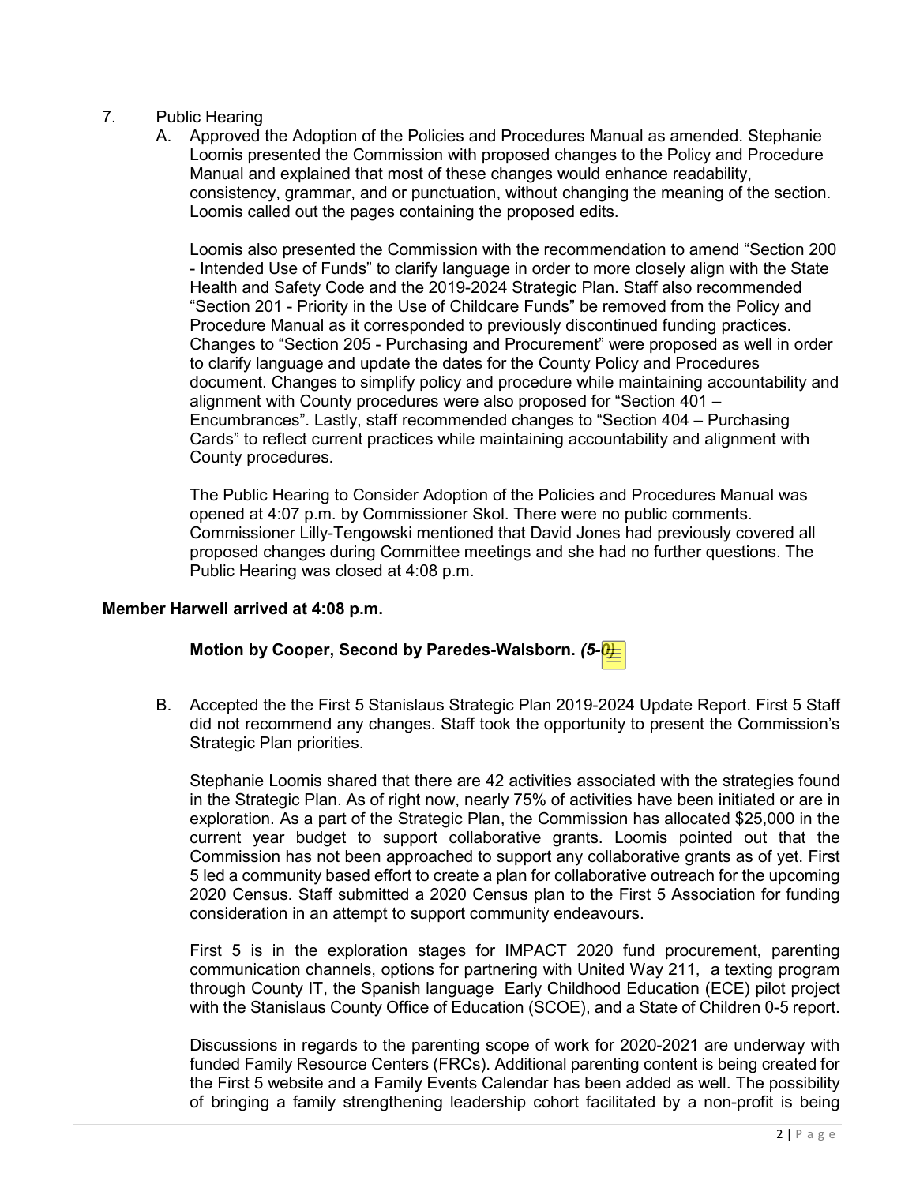7. Public Hearing
   A. Approved the Adoption of the Policies and Procedures Manual as amended. Stephanie Loomis presented the Commission with proposed changes to the Policy and Procedure Manual and explained that most of these changes would enhance readability, consistency, grammar, and or punctuation, without changing the meaning of the section. Loomis called out the pages containing the proposed edits.

   Loomis also presented the Commission with the recommendation to amend "Section 200 - Intended Use of Funds" to clarify language in order to more closely align with the State Health and Safety Code and the 2019-2024 Strategic Plan. Staff also recommended "Section 201 - Priority in the Use of Childcare Funds" be removed from the Policy and Procedure Manual as it corresponded to previously discontinued funding practices. Changes to "Section 205 - Purchasing and Procurement" were proposed as well in order to clarify language and update the dates for the County Policy and Procedures document. Changes to simplify policy and procedure while maintaining accountability and alignment with County procedures were also proposed for "Section 401 – Encumbrances". Lastly, staff recommended changes to "Section 404 – Purchasing Cards" to reflect current practices while maintaining accountability and alignment with County procedures.

   The Public Hearing to Consider Adoption of the Policies and Procedures Manual was opened at 4:07 p.m. by Commissioner Skol. There were no public comments. Commissioner Lilly-Tengowski mentioned that David Jones had previously covered all proposed changes during Committee meetings and she had no further questions. The Public Hearing was closed at 4:08 p.m.

**Member Harwell arrived at 4:08 p.m.**

   **Motion by Cooper, Second by Paredes-Walsborn.** ***(5-0)***

   B. Accepted the the First 5 Stanislaus Strategic Plan 2019-2024 Update Report. First 5 Staff did not recommend any changes. Staff took the opportunity to present the Commission's Strategic Plan priorities.

   Stephanie Loomis shared that there are 42 activities associated with the strategies found in the Strategic Plan. As of right now, nearly 75% of activities have been initiated or are in exploration. As a part of the Strategic Plan, the Commission has allocated $25,000 in the current year budget to support collaborative grants. Loomis pointed out that the Commission has not been approached to support any collaborative grants as of yet. First 5 led a community based effort to create a plan for collaborative outreach for the upcoming 2020 Census. Staff submitted a 2020 Census plan to the First 5 Association for funding consideration in an attempt to support community endeavours.

   First 5 is in the exploration stages for IMPACT 2020 fund procurement, parenting communication channels, options for partnering with United Way 211, a texting program through County IT, the Spanish language Early Childhood Education (ECE) pilot project with the Stanislaus County Office of Education (SCOE), and a State of Children 0-5 report.

   Discussions in regards to the parenting scope of work for 2020-2021 are underway with funded Family Resource Centers (FRCs). Additional parenting content is being created for the First 5 website and a Family Events Calendar has been added as well. The possibility of bringing a family strengthening leadership cohort facilitated by a non-profit is being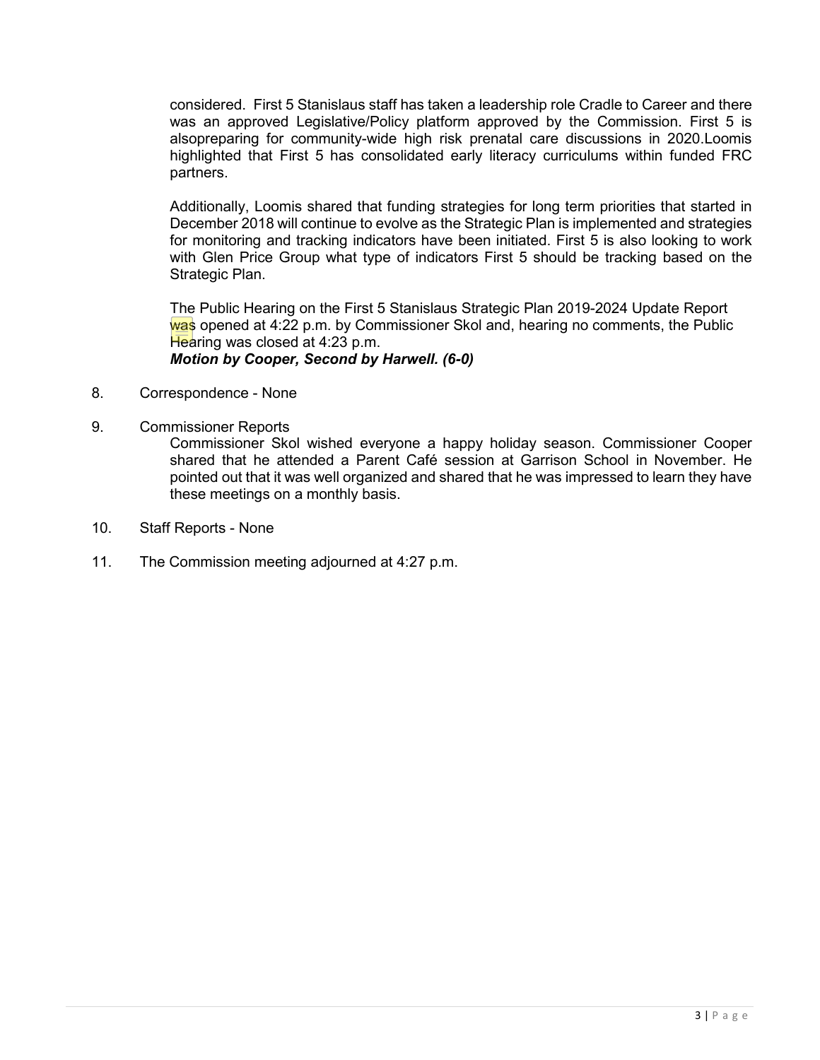considered. First 5 Stanislaus staff has taken a leadership role Cradle to Career and there was an approved Legislative/Policy platform approved by the Commission. First 5 is alsopreparing for community-wide high risk prenatal care discussions in 2020.Loomis highlighted that First 5 has consolidated early literacy curriculums within funded FRC partners.

Additionally, Loomis shared that funding strategies for long term priorities that started in December 2018 will continue to evolve as the Strategic Plan is implemented and strategies for monitoring and tracking indicators have been initiated. First 5 is also looking to work with Glen Price Group what type of indicators First 5 should be tracking based on the Strategic Plan.

The Public Hearing on the First 5 Stanislaus Strategic Plan 2019-2024 Update Report was opened at 4:22 p.m. by Commissioner Skol and, hearing no comments, the Public Hearing was closed at 4:23 p.m.
***Motion by Cooper, Second by Harwell. (6-0)***

8. Correspondence - None

9. Commissioner Reports

   Commissioner Skol wished everyone a happy holiday season. Commissioner Cooper shared that he attended a Parent Café session at Garrison School in November. He pointed out that it was well organized and shared that he was impressed to learn they have these meetings on a monthly basis.

10. Staff Reports - None

11. The Commission meeting adjourned at 4:27 p.m.